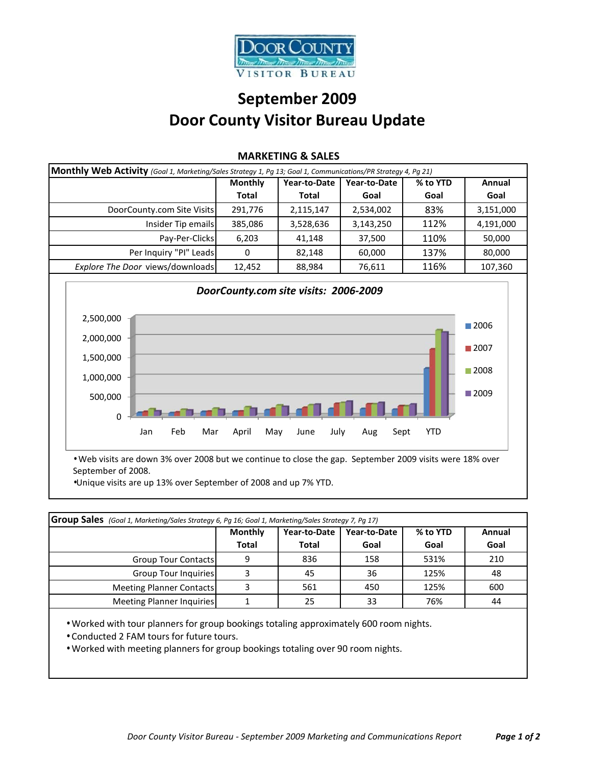DOOR COUNTY VISITOR BUREAU

# September 2009
# Door County Visitor Bureau Update

## MARKETING & SALES

**Monthly Web Activity** *(Goal 1, Marketing/Sales Strategy 1, Pg 13; Goal 1, Communications/PR Strategy 4, Pg 21)*

| | Monthly Total | Year-to-Date Total | Year-to-Date Goal | % to YTD Goal | Annual Goal |
|---|---|---|---|---|---|
| DoorCounty.com Site Visits | 291,776 | 2,115,147 | 2,534,002 | 83% | 3,151,000 |
| Insider Tip emails | 385,086 | 3,528,636 | 3,143,250 | 112% | 4,191,000 |
| Pay-Per-Clicks | 6,203 | 41,148 | 37,500 | 110% | 50,000 |
| Per Inquiry "PI" Leads | 0 | 82,148 | 60,000 | 137% | 80,000 |
| *Explore The Door* views/downloads | 12,452 | 88,984 | 76,611 | 116% | 107,360 |

*DoorCounty.com site visits: 2006-2009*

- Web visits are down 3% over 2008 but we continue to close the gap. September 2009 visits were 18% over September of 2008.
- Unique visits are up 13% over September of 2008 and up 7% YTD.

**Group Sales** *(Goal 1, Marketing/Sales Strategy 6, Pg 16; Goal 1, Marketing/Sales Strategy 7, Pg 17)*

| | Monthly Total | Year-to-Date Total | Year-to-Date Goal | % to YTD Goal | Annual Goal |
|---|---|---|---|---|---|
| Group Tour Contacts | 9 | 836 | 158 | 531% | 210 |
| Group Tour Inquiries | 3 | 45 | 36 | 125% | 48 |
| Meeting Planner Contacts | 3 | 561 | 450 | 125% | 600 |
| Meeting Planner Inquiries | 1 | 25 | 33 | 76% | 44 |

- Worked with tour planners for group bookings totaling approximately 600 room nights.
- Conducted 2 FAM tours for future tours.
- Worked with meeting planners for group bookings totaling over 90 room nights.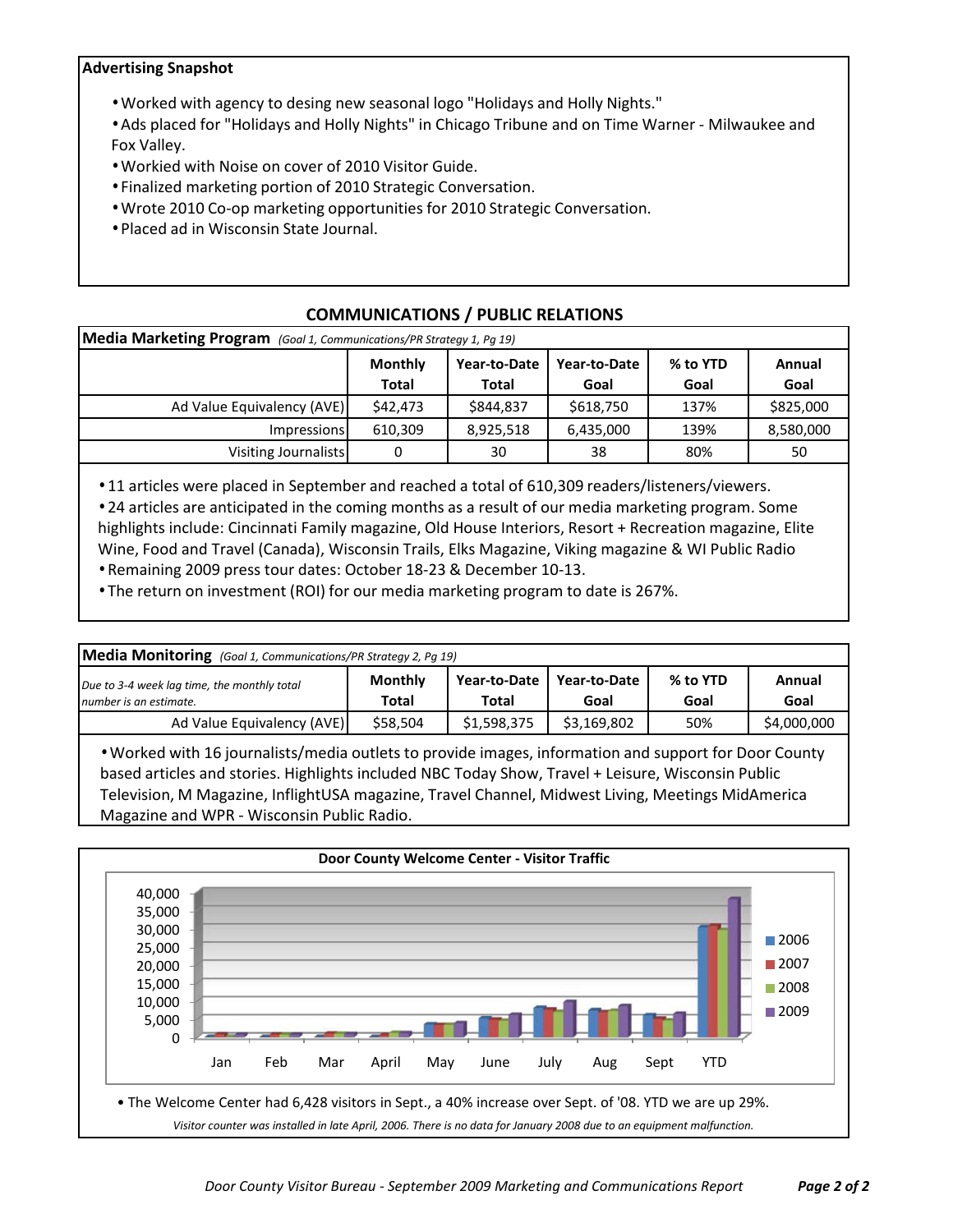### Advertising Snapshot

- Worked with agency to desing new seasonal logo "Holidays and Holly Nights."
- Ads placed for "Holidays and Holly Nights" in Chicago Tribune and on Time Warner - Milwaukee and Fox Valley.
- Workied with Noise on cover of 2010 Visitor Guide.
- Finalized marketing portion of 2010 Strategic Conversation.
- Wrote 2010 Co-op marketing opportunities for 2010 Strategic Conversation.
- Placed ad in Wisconsin State Journal.

## COMMUNICATIONS / PUBLIC RELATIONS

**Media Marketing Program** *(Goal 1, Communications/PR Strategy 1, Pg 19)*

| | Monthly Total | Year-to-Date Total | Year-to-Date Goal | % to YTD Goal | Annual Goal |
|---|---|---|---|---|---|
| Ad Value Equivalency (AVE) | $42,473 | $844,837 | $618,750 | 137% | $825,000 |
| Impressions | 610,309 | 8,925,518 | 6,435,000 | 139% | 8,580,000 |
| Visiting Journalists | 0 | 30 | 38 | 80% | 50 |

- 11 articles were placed in September and reached a total of 610,309 readers/listeners/viewers.
- 24 articles are anticipated in the coming months as a result of our media marketing program. Some highlights include: Cincinnati Family magazine, Old House Interiors, Resort + Recreation magazine, Elite Wine, Food and Travel (Canada), Wisconsin Trails, Elks Magazine, Viking magazine & WI Public Radio
- Remaining 2009 press tour dates: October 18-23 & December 10-13.
- The return on investment (ROI) for our media marketing program to date is 267%.

**Media Monitoring** *(Goal 1, Communications/PR Strategy 2, Pg 19)*

| *Due to 3-4 week lag time, the monthly total number is an estimate.* | Monthly Total | Year-to-Date Total | Year-to-Date Goal | % to YTD Goal | Annual Goal |
|---|---|---|---|---|---|
| Ad Value Equivalency (AVE) | $58,504 | $1,598,375 | $3,169,802 | 50% | $4,000,000 |

- Worked with 16 journalists/media outlets to provide images, information and support for Door County based articles and stories. Highlights included NBC Today Show, Travel + Leisure, Wisconsin Public Television, M Magazine, InflightUSA magazine, Travel Channel, Midwest Living, Meetings MidAmerica Magazine and WPR - Wisconsin Public Radio.

**Door County Welcome Center - Visitor Traffic**

40,000
35,000
30,000
25,000
20,000
15,000
10,000
5,000
0

Jan Feb Mar April May June July Aug Sept YTD

2006
2007
2008
2009

- The Welcome Center had 6,428 visitors in Sept., a 40% increase over Sept. of '08. YTD we are up 29%.

*Visitor counter was installed in late April, 2006. There is no data for January 2008 due to an equipment malfunction.*